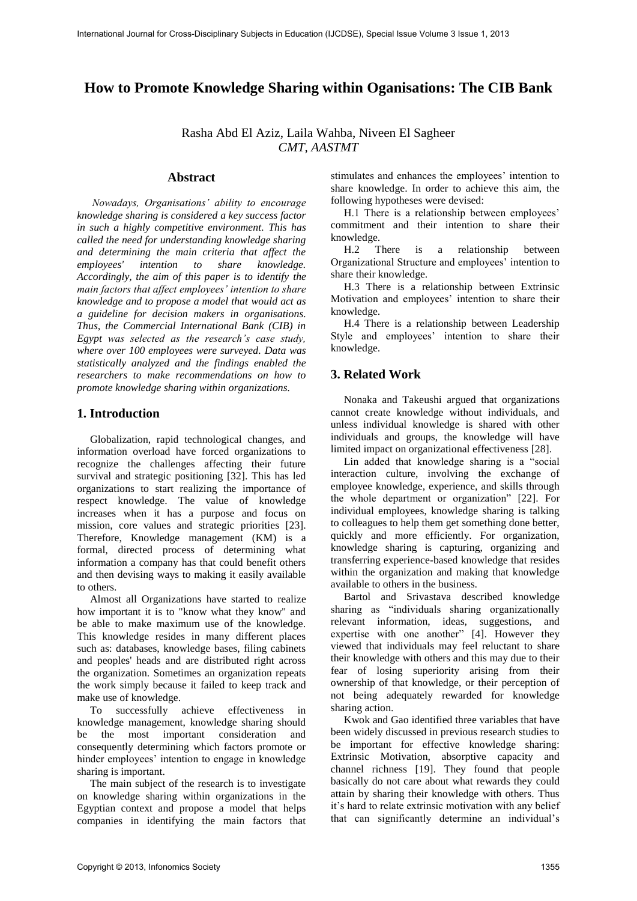# How to Promote Knowledge Sharing within Oganisations: The CIB Bank

Rasha Abd El Aziz, Laila Wahba, Niveen El Sagheer
*CMT, AASTMT*

## Abstract

*Nowadays, Organisations' ability to encourage knowledge sharing is considered a key success factor in such a highly competitive environment. This has called the need for understanding knowledge sharing and determining the main criteria that affect the employees' intention to share knowledge. Accordingly, the aim of this paper is to identify the main factors that affect employees' intention to share knowledge and to propose a model that would act as a guideline for decision makers in organisations. Thus, the Commercial International Bank (CIB) in Egypt was selected as the research's case study, where over 100 employees were surveyed. Data was statistically analyzed and the findings enabled the researchers to make recommendations on how to promote knowledge sharing within organizations.*

## 1. Introduction

Globalization, rapid technological changes, and information overload have forced organizations to recognize the challenges affecting their future survival and strategic positioning [32]. This has led organizations to start realizing the importance of respect knowledge. The value of knowledge increases when it has a purpose and focus on mission, core values and strategic priorities [23]. Therefore, Knowledge management (KM) is a formal, directed process of determining what information a company has that could benefit others and then devising ways to making it easily available to others.

Almost all Organizations have started to realize how important it is to "know what they know" and be able to make maximum use of the knowledge. This knowledge resides in many different places such as: databases, knowledge bases, filing cabinets and peoples' heads and are distributed right across the organization. Sometimes an organization repeats the work simply because it failed to keep track and make use of knowledge.

To successfully achieve effectiveness in knowledge management, knowledge sharing should be the most important consideration and consequently determining which factors promote or hinder employees' intention to engage in knowledge sharing is important.

The main subject of the research is to investigate on knowledge sharing within organizations in the Egyptian context and propose a model that helps companies in identifying the main factors that stimulates and enhances the employees' intention to share knowledge. In order to achieve this aim, the following hypotheses were devised:

H.1 There is a relationship between employees' commitment and their intention to share their knowledge.

H.2 There is a relationship between Organizational Structure and employees' intention to share their knowledge.

H.3 There is a relationship between Extrinsic Motivation and employees' intention to share their knowledge.

H.4 There is a relationship between Leadership Style and employees' intention to share their knowledge.

## 3. Related Work

Nonaka and Takeushi argued that organizations cannot create knowledge without individuals, and unless individual knowledge is shared with other individuals and groups, the knowledge will have limited impact on organizational effectiveness [28].

Lin added that knowledge sharing is a "social interaction culture, involving the exchange of employee knowledge, experience, and skills through the whole department or organization" [22]. For individual employees, knowledge sharing is talking to colleagues to help them get something done better, quickly and more efficiently. For organization, knowledge sharing is capturing, organizing and transferring experience-based knowledge that resides within the organization and making that knowledge available to others in the business.

Bartol and Srivastava described knowledge sharing as "individuals sharing organizationally relevant information, ideas, suggestions, and expertise with one another" [4]. However they viewed that individuals may feel reluctant to share their knowledge with others and this may due to their fear of losing superiority arising from their ownership of that knowledge, or their perception of not being adequately rewarded for knowledge sharing action.

Kwok and Gao identified three variables that have been widely discussed in previous research studies to be important for effective knowledge sharing: Extrinsic Motivation, absorptive capacity and channel richness [19]. They found that people basically do not care about what rewards they could attain by sharing their knowledge with others. Thus it's hard to relate extrinsic motivation with any belief that can significantly determine an individual's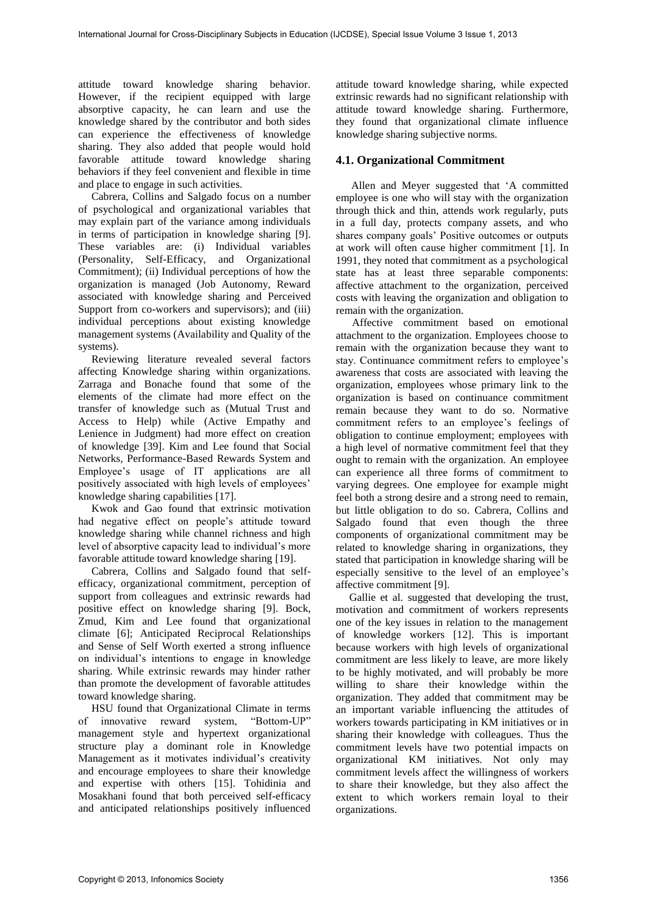attitude toward knowledge sharing behavior. However, if the recipient equipped with large absorptive capacity, he can learn and use the knowledge shared by the contributor and both sides can experience the effectiveness of knowledge sharing. They also added that people would hold favorable attitude toward knowledge sharing behaviors if they feel convenient and flexible in time and place to engage in such activities.

Cabrera, Collins and Salgado focus on a number of psychological and organizational variables that may explain part of the variance among individuals in terms of participation in knowledge sharing [9]. These variables are: (i) Individual variables (Personality, Self-Efficacy, and Organizational Commitment); (ii) Individual perceptions of how the organization is managed (Job Autonomy, Reward associated with knowledge sharing and Perceived Support from co-workers and supervisors); and (iii) individual perceptions about existing knowledge management systems (Availability and Quality of the systems).

Reviewing literature revealed several factors affecting Knowledge sharing within organizations. Zarraga and Bonache found that some of the elements of the climate had more effect on the transfer of knowledge such as (Mutual Trust and Access to Help) while (Active Empathy and Lenience in Judgment) had more effect on creation of knowledge [39]. Kim and Lee found that Social Networks, Performance-Based Rewards System and Employee's usage of IT applications are all positively associated with high levels of employees' knowledge sharing capabilities [17].

Kwok and Gao found that extrinsic motivation had negative effect on people's attitude toward knowledge sharing while channel richness and high level of absorptive capacity lead to individual's more favorable attitude toward knowledge sharing [19].

Cabrera, Collins and Salgado found that self-efficacy, organizational commitment, perception of support from colleagues and extrinsic rewards had positive effect on knowledge sharing [9]. Bock, Zmud, Kim and Lee found that organizational climate [6]; Anticipated Reciprocal Relationships and Sense of Self Worth exerted a strong influence on individual's intentions to engage in knowledge sharing. While extrinsic rewards may hinder rather than promote the development of favorable attitudes toward knowledge sharing.

HSU found that Organizational Climate in terms of innovative reward system, "Bottom-UP" management style and hypertext organizational structure play a dominant role in Knowledge Management as it motivates individual's creativity and encourage employees to share their knowledge and expertise with others [15]. Tohidinia and Mosakhani found that both perceived self-efficacy and anticipated relationships positively influenced attitude toward knowledge sharing, while expected extrinsic rewards had no significant relationship with attitude toward knowledge sharing. Furthermore, they found that organizational climate influence knowledge sharing subjective norms.

## 4.1. Organizational Commitment

Allen and Meyer suggested that 'A committed employee is one who will stay with the organization through thick and thin, attends work regularly, puts in a full day, protects company assets, and who shares company goals' Positive outcomes or outputs at work will often cause higher commitment [1]. In 1991, they noted that commitment as a psychological state has at least three separable components: affective attachment to the organization, perceived costs with leaving the organization and obligation to remain with the organization.

Affective commitment based on emotional attachment to the organization. Employees choose to remain with the organization because they want to stay. Continuance commitment refers to employee's awareness that costs are associated with leaving the organization, employees whose primary link to the organization is based on continuance commitment remain because they want to do so. Normative commitment refers to an employee's feelings of obligation to continue employment; employees with a high level of normative commitment feel that they ought to remain with the organization. An employee can experience all three forms of commitment to varying degrees. One employee for example might feel both a strong desire and a strong need to remain, but little obligation to do so. Cabrera, Collins and Salgado found that even though the three components of organizational commitment may be related to knowledge sharing in organizations, they stated that participation in knowledge sharing will be especially sensitive to the level of an employee's affective commitment [9].

Gallie et al. suggested that developing the trust, motivation and commitment of workers represents one of the key issues in relation to the management of knowledge workers [12]. This is important because workers with high levels of organizational commitment are less likely to leave, are more likely to be highly motivated, and will probably be more willing to share their knowledge within the organization. They added that commitment may be an important variable influencing the attitudes of workers towards participating in KM initiatives or in sharing their knowledge with colleagues. Thus the commitment levels have two potential impacts on organizational KM initiatives. Not only may commitment levels affect the willingness of workers to share their knowledge, but they also affect the extent to which workers remain loyal to their organizations.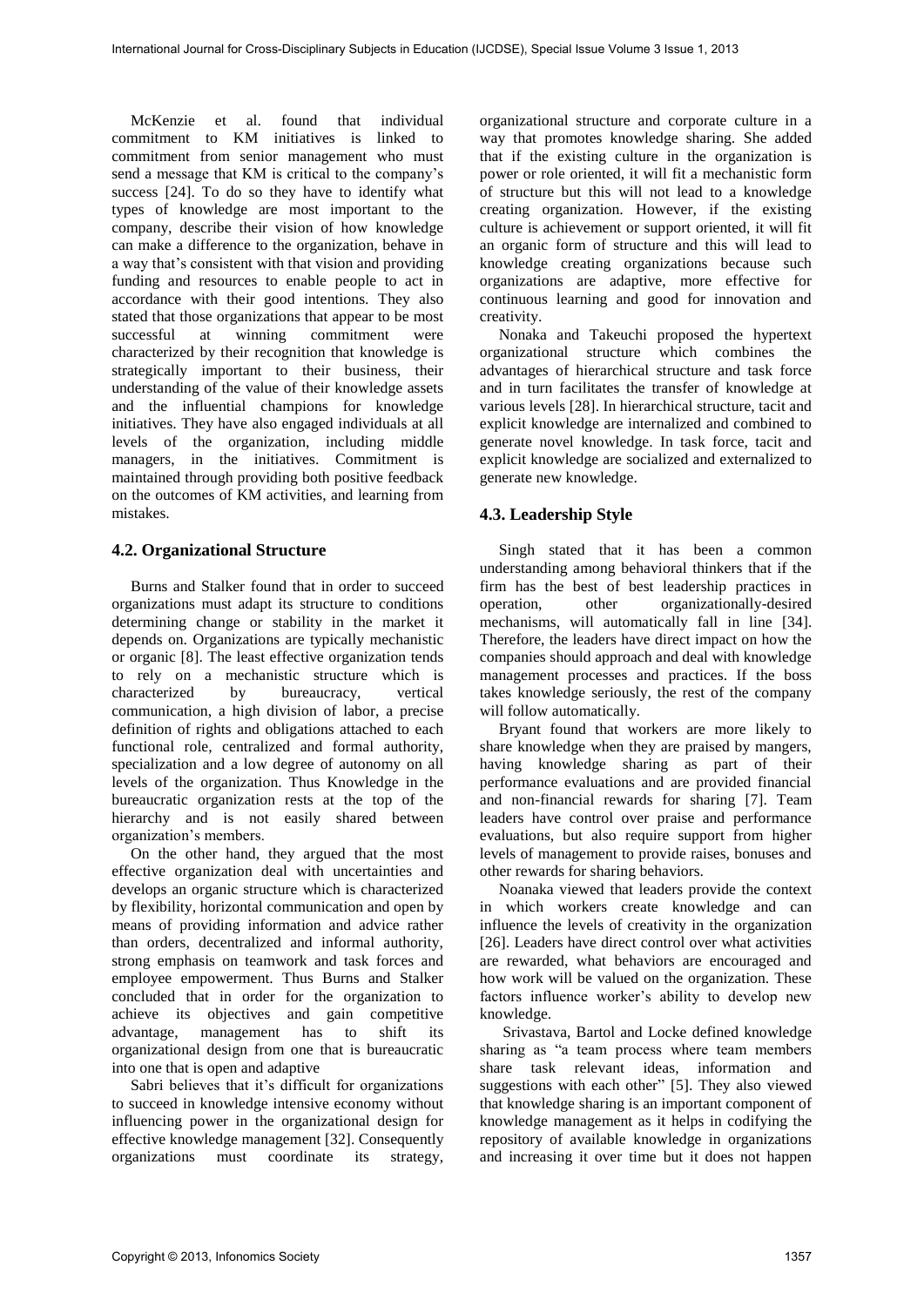McKenzie et al. found that individual commitment to KM initiatives is linked to commitment from senior management who must send a message that KM is critical to the company's success [24]. To do so they have to identify what types of knowledge are most important to the company, describe their vision of how knowledge can make a difference to the organization, behave in a way that's consistent with that vision and providing funding and resources to enable people to act in accordance with their good intentions. They also stated that those organizations that appear to be most successful at winning commitment were characterized by their recognition that knowledge is strategically important to their business, their understanding of the value of their knowledge assets and the influential champions for knowledge initiatives. They have also engaged individuals at all levels of the organization, including middle managers, in the initiatives. Commitment is maintained through providing both positive feedback on the outcomes of KM activities, and learning from mistakes.

## 4.2. Organizational Structure

Burns and Stalker found that in order to succeed organizations must adapt its structure to conditions determining change or stability in the market it depends on. Organizations are typically mechanistic or organic [8]. The least effective organization tends to rely on a mechanistic structure which is characterized by bureaucracy, vertical communication, a high division of labor, a precise definition of rights and obligations attached to each functional role, centralized and formal authority, specialization and a low degree of autonomy on all levels of the organization. Thus Knowledge in the bureaucratic organization rests at the top of the hierarchy and is not easily shared between organization's members.

On the other hand, they argued that the most effective organization deal with uncertainties and develops an organic structure which is characterized by flexibility, horizontal communication and open by means of providing information and advice rather than orders, decentralized and informal authority, strong emphasis on teamwork and task forces and employee empowerment. Thus Burns and Stalker concluded that in order for the organization to achieve its objectives and gain competitive advantage, management has to shift its organizational design from one that is bureaucratic into one that is open and adaptive

Sabri believes that it's difficult for organizations to succeed in knowledge intensive economy without influencing power in the organizational design for effective knowledge management [32]. Consequently organizations must coordinate its strategy, organizational structure and corporate culture in a way that promotes knowledge sharing. She added that if the existing culture in the organization is power or role oriented, it will fit a mechanistic form of structure but this will not lead to a knowledge creating organization. However, if the existing culture is achievement or support oriented, it will fit an organic form of structure and this will lead to knowledge creating organizations because such organizations are adaptive, more effective for continuous learning and good for innovation and creativity.

Nonaka and Takeuchi proposed the hypertext organizational structure which combines the advantages of hierarchical structure and task force and in turn facilitates the transfer of knowledge at various levels [28]. In hierarchical structure, tacit and explicit knowledge are internalized and combined to generate novel knowledge. In task force, tacit and explicit knowledge are socialized and externalized to generate new knowledge.

## 4.3. Leadership Style

Singh stated that it has been a common understanding among behavioral thinkers that if the firm has the best of best leadership practices in operation, other organizationally-desired mechanisms, will automatically fall in line [34]. Therefore, the leaders have direct impact on how the companies should approach and deal with knowledge management processes and practices. If the boss takes knowledge seriously, the rest of the company will follow automatically.

Bryant found that workers are more likely to share knowledge when they are praised by mangers, having knowledge sharing as part of their performance evaluations and are provided financial and non-financial rewards for sharing [7]. Team leaders have control over praise and performance evaluations, but also require support from higher levels of management to provide raises, bonuses and other rewards for sharing behaviors.

Noanaka viewed that leaders provide the context in which workers create knowledge and can influence the levels of creativity in the organization [26]. Leaders have direct control over what activities are rewarded, what behaviors are encouraged and how work will be valued on the organization. These factors influence worker's ability to develop new knowledge.

Srivastava, Bartol and Locke defined knowledge sharing as "a team process where team members share task relevant ideas, information and suggestions with each other" [5]. They also viewed that knowledge sharing is an important component of knowledge management as it helps in codifying the repository of available knowledge in organizations and increasing it over time but it does not happen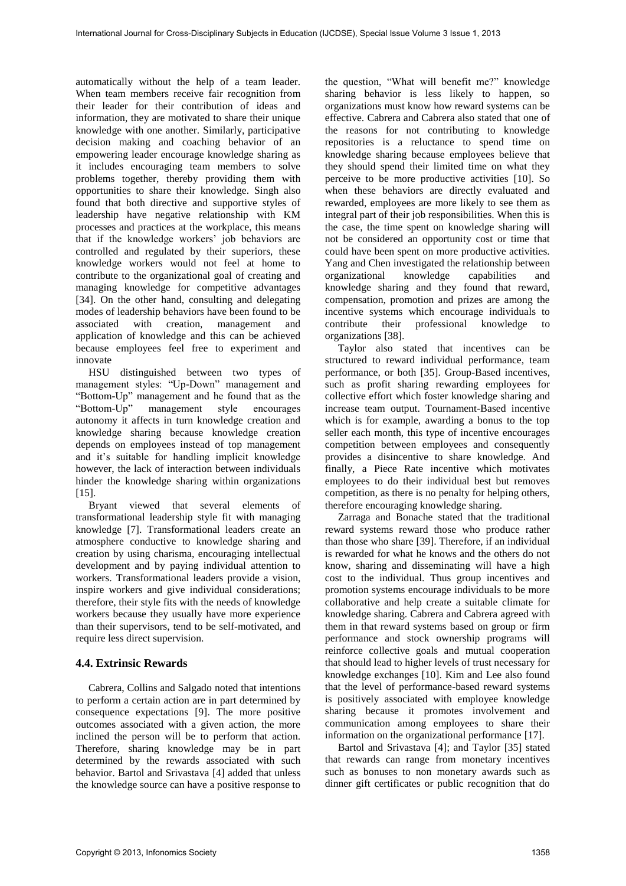automatically without the help of a team leader. When team members receive fair recognition from their leader for their contribution of ideas and information, they are motivated to share their unique knowledge with one another. Similarly, participative decision making and coaching behavior of an empowering leader encourage knowledge sharing as it includes encouraging team members to solve problems together, thereby providing them with opportunities to share their knowledge. Singh also found that both directive and supportive styles of leadership have negative relationship with KM processes and practices at the workplace, this means that if the knowledge workers' job behaviors are controlled and regulated by their superiors, these knowledge workers would not feel at home to contribute to the organizational goal of creating and managing knowledge for competitive advantages [34]. On the other hand, consulting and delegating modes of leadership behaviors have been found to be associated with creation, management and application of knowledge and this can be achieved because employees feel free to experiment and innovate

HSU distinguished between two types of management styles: "Up-Down" management and "Bottom-Up" management and he found that as the "Bottom-Up" management style encourages autonomy it affects in turn knowledge creation and knowledge sharing because knowledge creation depends on employees instead of top management and it's suitable for handling implicit knowledge however, the lack of interaction between individuals hinder the knowledge sharing within organizations [15].

Bryant viewed that several elements of transformational leadership style fit with managing knowledge [7]. Transformational leaders create an atmosphere conductive to knowledge sharing and creation by using charisma, encouraging intellectual development and by paying individual attention to workers. Transformational leaders provide a vision, inspire workers and give individual considerations; therefore, their style fits with the needs of knowledge workers because they usually have more experience than their supervisors, tend to be self-motivated, and require less direct supervision.

## 4.4. Extrinsic Rewards

Cabrera, Collins and Salgado noted that intentions to perform a certain action are in part determined by consequence expectations [9]. The more positive outcomes associated with a given action, the more inclined the person will be to perform that action. Therefore, sharing knowledge may be in part determined by the rewards associated with such behavior. Bartol and Srivastava [4] added that unless the knowledge source can have a positive response to the question, "What will benefit me?" knowledge sharing behavior is less likely to happen, so organizations must know how reward systems can be effective. Cabrera and Cabrera also stated that one of the reasons for not contributing to knowledge repositories is a reluctance to spend time on knowledge sharing because employees believe that they should spend their limited time on what they perceive to be more productive activities [10]. So when these behaviors are directly evaluated and rewarded, employees are more likely to see them as integral part of their job responsibilities. When this is the case, the time spent on knowledge sharing will not be considered an opportunity cost or time that could have been spent on more productive activities. Yang and Chen investigated the relationship between organizational knowledge capabilities and knowledge sharing and they found that reward, compensation, promotion and prizes are among the incentive systems which encourage individuals to contribute their professional knowledge to organizations [38].

Taylor also stated that incentives can be structured to reward individual performance, team performance, or both [35]. Group-Based incentives, such as profit sharing rewarding employees for collective effort which foster knowledge sharing and increase team output. Tournament-Based incentive which is for example, awarding a bonus to the top seller each month, this type of incentive encourages competition between employees and consequently provides a disincentive to share knowledge. And finally, a Piece Rate incentive which motivates employees to do their individual best but removes competition, as there is no penalty for helping others, therefore encouraging knowledge sharing.

Zarraga and Bonache stated that the traditional reward systems reward those who produce rather than those who share [39]. Therefore, if an individual is rewarded for what he knows and the others do not know, sharing and disseminating will have a high cost to the individual. Thus group incentives and promotion systems encourage individuals to be more collaborative and help create a suitable climate for knowledge sharing. Cabrera and Cabrera agreed with them in that reward systems based on group or firm performance and stock ownership programs will reinforce collective goals and mutual cooperation that should lead to higher levels of trust necessary for knowledge exchanges [10]. Kim and Lee also found that the level of performance-based reward systems is positively associated with employee knowledge sharing because it promotes involvement and communication among employees to share their information on the organizational performance [17].

Bartol and Srivastava [4]; and Taylor [35] stated that rewards can range from monetary incentives such as bonuses to non monetary awards such as dinner gift certificates or public recognition that do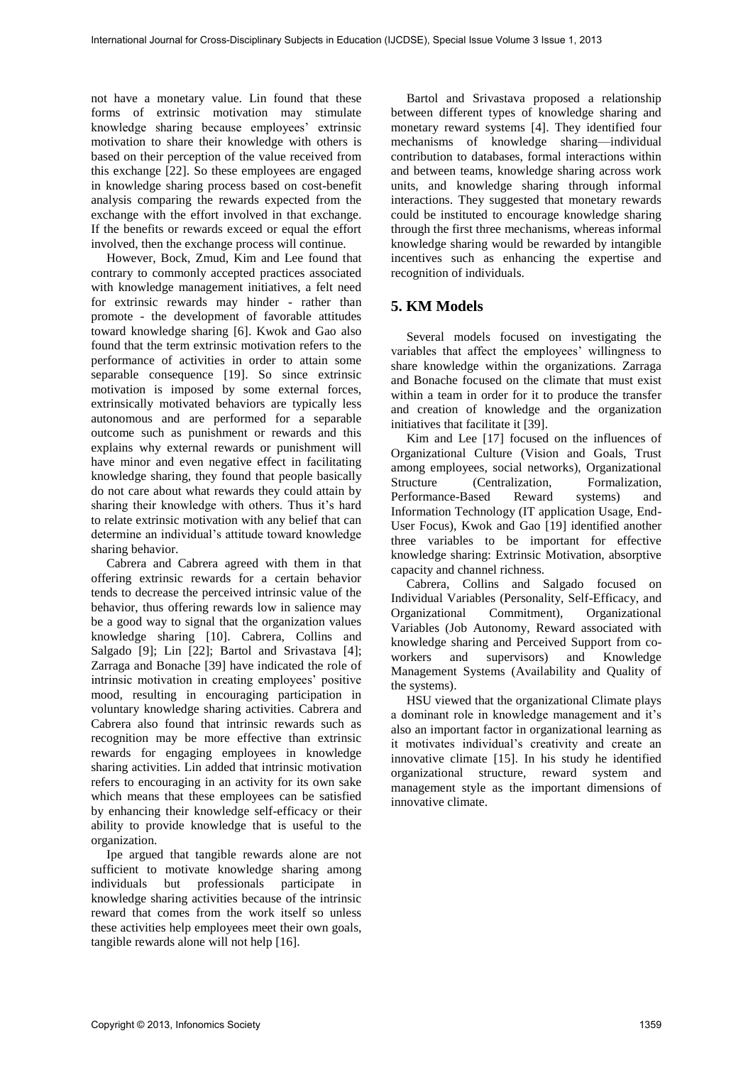not have a monetary value. Lin found that these forms of extrinsic motivation may stimulate knowledge sharing because employees' extrinsic motivation to share their knowledge with others is based on their perception of the value received from this exchange [22]. So these employees are engaged in knowledge sharing process based on cost-benefit analysis comparing the rewards expected from the exchange with the effort involved in that exchange. If the benefits or rewards exceed or equal the effort involved, then the exchange process will continue.

However, Bock, Zmud, Kim and Lee found that contrary to commonly accepted practices associated with knowledge management initiatives, a felt need for extrinsic rewards may hinder - rather than promote - the development of favorable attitudes toward knowledge sharing [6]. Kwok and Gao also found that the term extrinsic motivation refers to the performance of activities in order to attain some separable consequence [19]. So since extrinsic motivation is imposed by some external forces, extrinsically motivated behaviors are typically less autonomous and are performed for a separable outcome such as punishment or rewards and this explains why external rewards or punishment will have minor and even negative effect in facilitating knowledge sharing, they found that people basically do not care about what rewards they could attain by sharing their knowledge with others. Thus it's hard to relate extrinsic motivation with any belief that can determine an individual's attitude toward knowledge sharing behavior.

Cabrera and Cabrera agreed with them in that offering extrinsic rewards for a certain behavior tends to decrease the perceived intrinsic value of the behavior, thus offering rewards low in salience may be a good way to signal that the organization values knowledge sharing [10]. Cabrera, Collins and Salgado [9]; Lin [22]; Bartol and Srivastava [4]; Zarraga and Bonache [39] have indicated the role of intrinsic motivation in creating employees' positive mood, resulting in encouraging participation in voluntary knowledge sharing activities. Cabrera and Cabrera also found that intrinsic rewards such as recognition may be more effective than extrinsic rewards for engaging employees in knowledge sharing activities. Lin added that intrinsic motivation refers to encouraging in an activity for its own sake which means that these employees can be satisfied by enhancing their knowledge self-efficacy or their ability to provide knowledge that is useful to the organization.

Ipe argued that tangible rewards alone are not sufficient to motivate knowledge sharing among individuals but professionals participate in knowledge sharing activities because of the intrinsic reward that comes from the work itself so unless these activities help employees meet their own goals, tangible rewards alone will not help [16].

Bartol and Srivastava proposed a relationship between different types of knowledge sharing and monetary reward systems [4]. They identified four mechanisms of knowledge sharing—individual contribution to databases, formal interactions within and between teams, knowledge sharing across work units, and knowledge sharing through informal interactions. They suggested that monetary rewards could be instituted to encourage knowledge sharing through the first three mechanisms, whereas informal knowledge sharing would be rewarded by intangible incentives such as enhancing the expertise and recognition of individuals.

## 5. KM Models

Several models focused on investigating the variables that affect the employees' willingness to share knowledge within the organizations. Zarraga and Bonache focused on the climate that must exist within a team in order for it to produce the transfer and creation of knowledge and the organization initiatives that facilitate it [39].

Kim and Lee [17] focused on the influences of Organizational Culture (Vision and Goals, Trust among employees, social networks), Organizational Structure (Centralization, Formalization, Performance-Based Reward systems) and Information Technology (IT application Usage, End-User Focus), Kwok and Gao [19] identified another three variables to be important for effective knowledge sharing: Extrinsic Motivation, absorptive capacity and channel richness.

Cabrera, Collins and Salgado focused on Individual Variables (Personality, Self-Efficacy, and Organizational Commitment), Organizational Variables (Job Autonomy, Reward associated with knowledge sharing and Perceived Support from co-workers and supervisors) and Knowledge Management Systems (Availability and Quality of the systems).

HSU viewed that the organizational Climate plays a dominant role in knowledge management and it's also an important factor in organizational learning as it motivates individual's creativity and create an innovative climate [15]. In his study he identified organizational structure, reward system and management style as the important dimensions of innovative climate.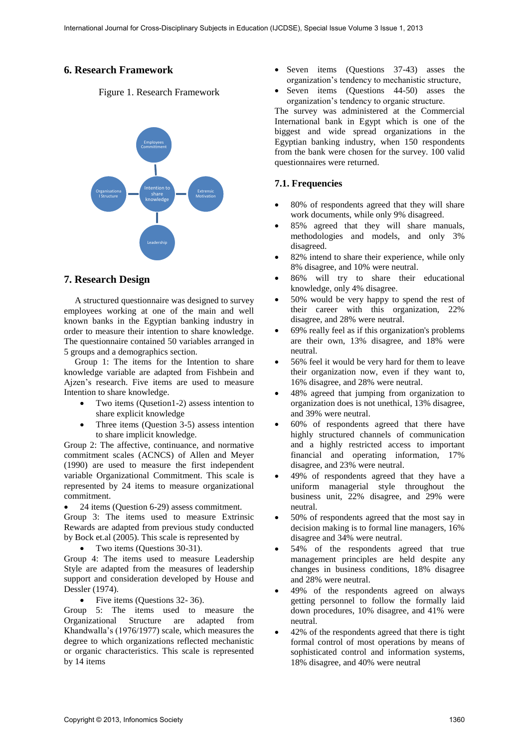## 6. Research Framework

Figure 1. Research Framework

## 7. Research Design

A structured questionnaire was designed to survey employees working at one of the main and well known banks in the Egyptian banking industry in order to measure their intention to share knowledge. The questionnaire contained 50 variables arranged in 5 groups and a demographics section.

Group 1: The items for the Intention to share knowledge variable are adapted from Fishbein and Ajzen's research. Five items are used to measure Intention to share knowledge.

- Two items (Qusetion1-2) assess intention to share explicit knowledge
- Three items (Question 3-5) assess intention to share implicit knowledge.

Group 2: The affective, continuance, and normative commitment scales (ACNCS) of Allen and Meyer (1990) are used to measure the first independent variable Organizational Commitment. This scale is represented by 24 items to measure organizational commitment.

- 24 items (Question 6-29) assess commitment.

Group 3: The items used to measure Extrinsic Rewards are adapted from previous study conducted by Bock et.al (2005). This scale is represented by

- Two items (Questions 30-31).

Group 4: The items used to measure Leadership Style are adapted from the measures of leadership support and consideration developed by House and Dessler (1974).

- Five items (Questions 32- 36).

Group 5: The items used to measure the Organizational Structure are adapted from Khandwalla's (1976/1977) scale, which measures the degree to which organizations reflected mechanistic or organic characteristics. This scale is represented by 14 items

- Seven items (Questions 37-43) asses the organization's tendency to mechanistic structure,
- Seven items (Questions 44-50) asses the organization's tendency to organic structure.

The survey was administered at the Commercial International bank in Egypt which is one of the biggest and wide spread organizations in the Egyptian banking industry, when 150 respondents from the bank were chosen for the survey. 100 valid questionnaires were returned.

### 7.1. Frequencies

- 80% of respondents agreed that they will share work documents, while only 9% disagreed.
- 85% agreed that they will share manuals, methodologies and models, and only 3% disagreed.
- 82% intend to share their experience, while only 8% disagree, and 10% were neutral.
- 86% will try to share their educational knowledge, only 4% disagree.
- 50% would be very happy to spend the rest of their career with this organization, 22% disagree, and 28% were neutral.
- 69% really feel as if this organization's problems are their own, 13% disagree, and 18% were neutral.
- 56% feel it would be very hard for them to leave their organization now, even if they want to, 16% disagree, and 28% were neutral.
- 48% agreed that jumping from organization to organization does is not unethical, 13% disagree, and 39% were neutral.
- 60% of respondents agreed that there have highly structured channels of communication and a highly restricted access to important financial and operating information, 17% disagree, and 23% were neutral.
- 49% of respondents agreed that they have a uniform managerial style throughout the business unit, 22% disagree, and 29% were neutral.
- 50% of respondents agreed that the most say in decision making is to formal line managers, 16% disagree and 34% were neutral.
- 54% of the respondents agreed that true management principles are held despite any changes in business conditions, 18% disagree and 28% were neutral.
- 49% of the respondents agreed on always getting personnel to follow the formally laid down procedures, 10% disagree, and 41% were neutral.
- 42% of the respondents agreed that there is tight formal control of most operations by means of sophisticated control and information systems, 18% disagree, and 40% were neutral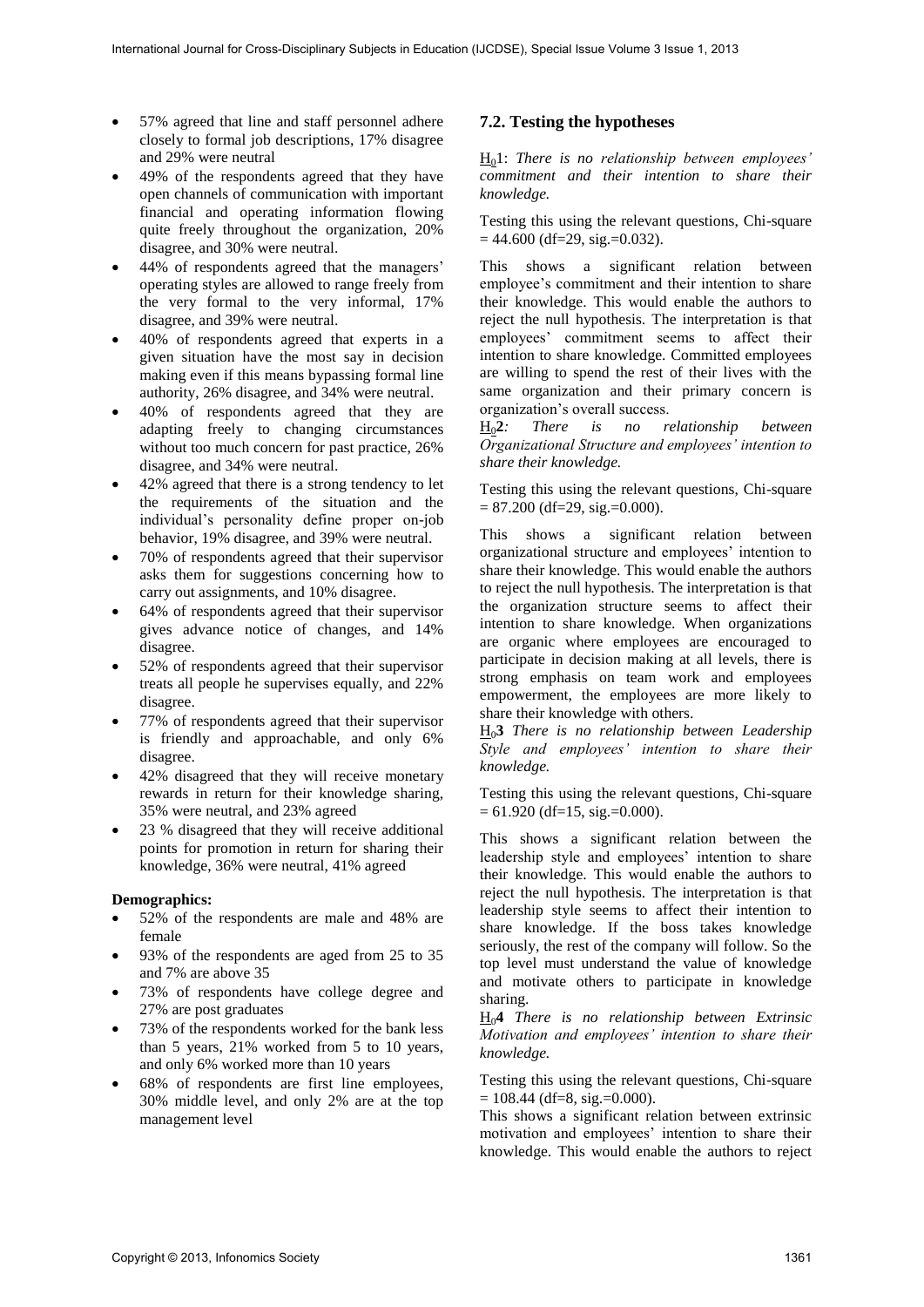- 57% agreed that line and staff personnel adhere closely to formal job descriptions, 17% disagree and 29% were neutral
- 49% of the respondents agreed that they have open channels of communication with important financial and operating information flowing quite freely throughout the organization, 20% disagree, and 30% were neutral.
- 44% of respondents agreed that the managers' operating styles are allowed to range freely from the very formal to the very informal, 17% disagree, and 39% were neutral.
- 40% of respondents agreed that experts in a given situation have the most say in decision making even if this means bypassing formal line authority, 26% disagree, and 34% were neutral.
- 40% of respondents agreed that they are adapting freely to changing circumstances without too much concern for past practice, 26% disagree, and 34% were neutral.
- 42% agreed that there is a strong tendency to let the requirements of the situation and the individual's personality define proper on-job behavior, 19% disagree, and 39% were neutral.
- 70% of respondents agreed that their supervisor asks them for suggestions concerning how to carry out assignments, and 10% disagree.
- 64% of respondents agreed that their supervisor gives advance notice of changes, and 14% disagree.
- 52% of respondents agreed that their supervisor treats all people he supervises equally, and 22% disagree.
- 77% of respondents agreed that their supervisor is friendly and approachable, and only 6% disagree.
- 42% disagreed that they will receive monetary rewards in return for their knowledge sharing, 35% were neutral, and 23% agreed
- 23 % disagreed that they will receive additional points for promotion in return for sharing their knowledge, 36% were neutral, 41% agreed

**Demographics:**

- 52% of the respondents are male and 48% are female
- 93% of the respondents are aged from 25 to 35 and 7% are above 35
- 73% of respondents have college degree and 27% are post graduates
- 73% of the respondents worked for the bank less than 5 years, 21% worked from 5 to 10 years, and only 6% worked more than 10 years
- 68% of respondents are first line employees, 30% middle level, and only 2% are at the top management level

### 7.2. Testing the hypotheses

$H_0$1: *There is no relationship between employees' commitment and their intention to share their knowledge.*

Testing this using the relevant questions, Chi-square = 44.600 (df=29, sig.=0.032).

This shows a significant relation between employee's commitment and their intention to share their knowledge. This would enable the authors to reject the null hypothesis. The interpretation is that employees' commitment seems to affect their intention to share knowledge. Committed employees are willing to spend the rest of their lives with the same organization and their primary concern is organization's overall success.

$H_0$**2***: There is no relationship between Organizational Structure and employees' intention to share their knowledge.*

Testing this using the relevant questions, Chi-square = 87.200 (df=29, sig.=0.000).

This shows a significant relation between organizational structure and employees' intention to share their knowledge. This would enable the authors to reject the null hypothesis. The interpretation is that the organization structure seems to affect their intention to share knowledge. When organizations are organic where employees are encouraged to participate in decision making at all levels, there is strong emphasis on team work and employees empowerment, the employees are more likely to share their knowledge with others.

$H_0$**3** *There is no relationship between Leadership Style and employees' intention to share their knowledge.*

Testing this using the relevant questions, Chi-square = 61.920 (df=15, sig.=0.000).

This shows a significant relation between the leadership style and employees' intention to share their knowledge. This would enable the authors to reject the null hypothesis. The interpretation is that leadership style seems to affect their intention to share knowledge. If the boss takes knowledge seriously, the rest of the company will follow. So the top level must understand the value of knowledge and motivate others to participate in knowledge sharing.

$H_0$**4** *There is no relationship between Extrinsic Motivation and employees' intention to share their knowledge.*

Testing this using the relevant questions, Chi-square = 108.44 (df=8, sig.=0.000).

This shows a significant relation between extrinsic motivation and employees' intention to share their knowledge. This would enable the authors to reject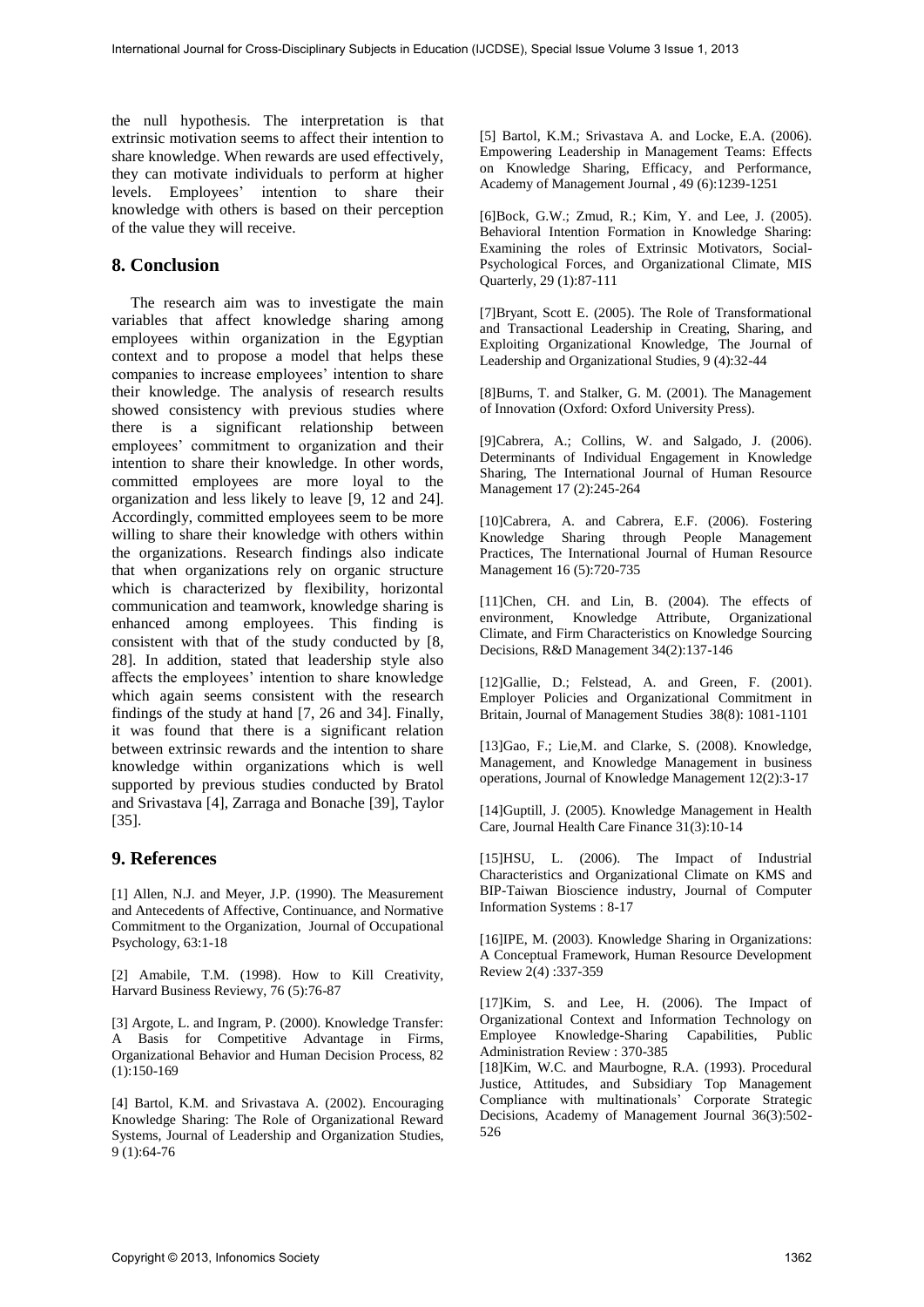the null hypothesis. The interpretation is that extrinsic motivation seems to affect their intention to share knowledge. When rewards are used effectively, they can motivate individuals to perform at higher levels. Employees' intention to share their knowledge with others is based on their perception of the value they will receive.

## 8. Conclusion

The research aim was to investigate the main variables that affect knowledge sharing among employees within organization in the Egyptian context and to propose a model that helps these companies to increase employees' intention to share their knowledge. The analysis of research results showed consistency with previous studies where there is a significant relationship between employees' commitment to organization and their intention to share their knowledge. In other words, committed employees are more loyal to the organization and less likely to leave [9, 12 and 24]. Accordingly, committed employees seem to be more willing to share their knowledge with others within the organizations. Research findings also indicate that when organizations rely on organic structure which is characterized by flexibility, horizontal communication and teamwork, knowledge sharing is enhanced among employees. This finding is consistent with that of the study conducted by [8, 28]. In addition, stated that leadership style also affects the employees' intention to share knowledge which again seems consistent with the research findings of the study at hand [7, 26 and 34]. Finally, it was found that there is a significant relation between extrinsic rewards and the intention to share knowledge within organizations which is well supported by previous studies conducted by Bratol and Srivastava [4], Zarraga and Bonache [39], Taylor [35].

## 9. References

[1] Allen, N.J. and Meyer, J.P. (1990). The Measurement and Antecedents of Affective, Continuance, and Normative Commitment to the Organization, Journal of Occupational Psychology, 63:1-18

[2] Amabile, T.M. (1998). How to Kill Creativity, Harvard Business Reviewy, 76 (5):76-87

[3] Argote, L. and Ingram, P. (2000). Knowledge Transfer: A Basis for Competitive Advantage in Firms, Organizational Behavior and Human Decision Process, 82 (1):150-169

[4] Bartol, K.M. and Srivastava A. (2002). Encouraging Knowledge Sharing: The Role of Organizational Reward Systems, Journal of Leadership and Organization Studies, 9 (1):64-76

[5] Bartol, K.M.; Srivastava A. and Locke, E.A. (2006). Empowering Leadership in Management Teams: Effects on Knowledge Sharing, Efficacy, and Performance, Academy of Management Journal , 49 (6):1239-1251

[6]Bock, G.W.; Zmud, R.; Kim, Y. and Lee, J. (2005). Behavioral Intention Formation in Knowledge Sharing: Examining the roles of Extrinsic Motivators, Social-Psychological Forces, and Organizational Climate, MIS Quarterly, 29 (1):87-111

[7]Bryant, Scott E. (2005). The Role of Transformational and Transactional Leadership in Creating, Sharing, and Exploiting Organizational Knowledge, The Journal of Leadership and Organizational Studies, 9 (4):32-44

[8]Burns, T. and Stalker, G. M. (2001). The Management of Innovation (Oxford: Oxford University Press).

[9]Cabrera, A.; Collins, W. and Salgado, J. (2006). Determinants of Individual Engagement in Knowledge Sharing, The International Journal of Human Resource Management 17 (2):245-264

[10]Cabrera, A. and Cabrera, E.F. (2006). Fostering Knowledge Sharing through People Management Practices, The International Journal of Human Resource Management 16 (5):720-735

[11]Chen, CH. and Lin, B. (2004). The effects of environment, Knowledge Attribute, Organizational Climate, and Firm Characteristics on Knowledge Sourcing Decisions, R&D Management 34(2):137-146

[12]Gallie, D.; Felstead, A. and Green, F. (2001). Employer Policies and Organizational Commitment in Britain, Journal of Management Studies 38(8): 1081-1101

[13]Gao, F.; Lie,M. and Clarke, S. (2008). Knowledge, Management, and Knowledge Management in business operations, Journal of Knowledge Management 12(2):3-17

[14]Guptill, J. (2005). Knowledge Management in Health Care, Journal Health Care Finance 31(3):10-14

[15]HSU, L. (2006). The Impact of Industrial Characteristics and Organizational Climate on KMS and BIP-Taiwan Bioscience industry, Journal of Computer Information Systems : 8-17

[16]IPE, M. (2003). Knowledge Sharing in Organizations: A Conceptual Framework, Human Resource Development Review 2(4) :337-359

[17]Kim, S. and Lee, H. (2006). The Impact of Organizational Context and Information Technology on Employee Knowledge-Sharing Capabilities, Public Administration Review : 370-385

[18]Kim, W.C. and Maurbogne, R.A. (1993). Procedural Justice, Attitudes, and Subsidiary Top Management Compliance with multinationals' Corporate Strategic Decisions, Academy of Management Journal 36(3):502-526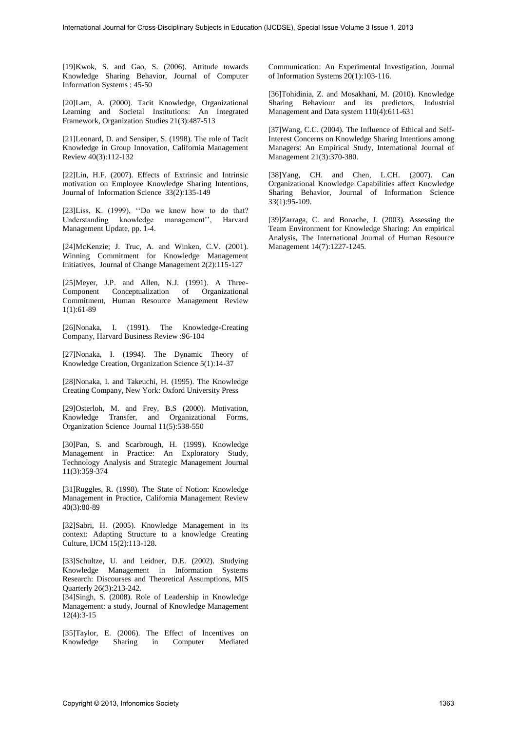[19]Kwok, S. and Gao, S. (2006). Attitude towards Knowledge Sharing Behavior, Journal of Computer Information Systems : 45-50

[20]Lam, A. (2000). Tacit Knowledge, Organizational Learning and Societal Institutions: An Integrated Framework, Organization Studies 21(3):487-513

[21]Leonard, D. and Sensiper, S. (1998). The role of Tacit Knowledge in Group Innovation, California Management Review 40(3):112-132

[22]Lin, H.F. (2007). Effects of Extrinsic and Intrinsic motivation on Employee Knowledge Sharing Intentions, Journal of Information Science 33(2):135-149

[23]Liss, K. (1999), ''Do we know how to do that? Understanding knowledge management'', Harvard Management Update, pp. 1-4.

[24]McKenzie; J. Truc, A. and Winken, C.V. (2001). Winning Commitment for Knowledge Management Initiatives, Journal of Change Management 2(2):115-127

[25]Meyer, J.P. and Allen, N.J. (1991). A Three-Component Conceptualization of Organizational Commitment, Human Resource Management Review 1(1):61-89

[26]Nonaka, I. (1991). The Knowledge-Creating Company, Harvard Business Review :96-104

[27]Nonaka, I. (1994). The Dynamic Theory of Knowledge Creation, Organization Science 5(1):14-37

[28]Nonaka, I. and Takeuchi, H. (1995). The Knowledge Creating Company, New York: Oxford University Press

[29]Osterloh, M. and Frey, B.S (2000). Motivation, Knowledge Transfer, and Organizational Forms, Organization Science Journal 11(5):538-550

[30]Pan, S. and Scarbrough, H. (1999). Knowledge Management in Practice: An Exploratory Study, Technology Analysis and Strategic Management Journal 11(3):359-374

[31]Ruggles, R. (1998). The State of Notion: Knowledge Management in Practice, California Management Review 40(3):80-89

[32]Sabri, H. (2005). Knowledge Management in its context: Adapting Structure to a knowledge Creating Culture, IJCM 15(2):113-128.

[33]Schultze, U. and Leidner, D.E. (2002). Studying Knowledge Management in Information Systems Research: Discourses and Theoretical Assumptions, MIS Quarterly 26(3):213-242.

[34]Singh, S. (2008). Role of Leadership in Knowledge Management: a study, Journal of Knowledge Management 12(4):3-15

[35]Taylor, E. (2006). The Effect of Incentives on Knowledge Sharing in Computer Mediated Communication: An Experimental Investigation, Journal of Information Systems 20(1):103-116.

[36]Tohidinia, Z. and Mosakhani, M. (2010). Knowledge Sharing Behaviour and its predictors, Industrial Management and Data system 110(4):611-631

[37]Wang, C.C. (2004). The Influence of Ethical and Self-Interest Concerns on Knowledge Sharing Intentions among Managers: An Empirical Study, International Journal of Management 21(3):370-380.

[38]Yang, CH. and Chen, L.CH. (2007). Can Organizational Knowledge Capabilities affect Knowledge Sharing Behavior, Journal of Information Science 33(1):95-109.

[39]Zarraga, C. and Bonache, J. (2003). Assessing the Team Environment for Knowledge Sharing: An empirical Analysis, The International Journal of Human Resource Management 14(7):1227-1245.